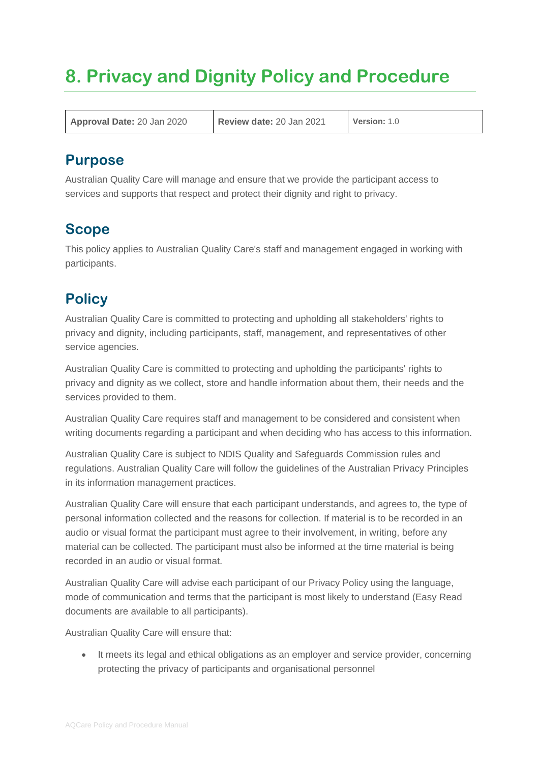# 8. Privacy and Dignity Policy and Procedure

| **Approval Date:** 20 Jan 2020 | **Review date:** 20 Jan 2021 | **Version:** 1.0 |
|---|---|---|

## Purpose

Australian Quality Care will manage and ensure that we provide the participant access to services and supports that respect and protect their dignity and right to privacy.

## Scope

This policy applies to Australian Quality Care's staff and management engaged in working with participants.

## Policy

Australian Quality Care is committed to protecting and upholding all stakeholders' rights to privacy and dignity, including participants, staff, management, and representatives of other service agencies.

Australian Quality Care is committed to protecting and upholding the participants' rights to privacy and dignity as we collect, store and handle information about them, their needs and the services provided to them.

Australian Quality Care requires staff and management to be considered and consistent when writing documents regarding a participant and when deciding who has access to this information.

Australian Quality Care is subject to NDIS Quality and Safeguards Commission rules and regulations. Australian Quality Care will follow the guidelines of the Australian Privacy Principles in its information management practices.

Australian Quality Care will ensure that each participant understands, and agrees to, the type of personal information collected and the reasons for collection. If material is to be recorded in an audio or visual format the participant must agree to their involvement, in writing, before any material can be collected. The participant must also be informed at the time material is being recorded in an audio or visual format.

Australian Quality Care will advise each participant of our Privacy Policy using the language, mode of communication and terms that the participant is most likely to understand (Easy Read documents are available to all participants).

Australian Quality Care will ensure that:

- It meets its legal and ethical obligations as an employer and service provider, concerning protecting the privacy of participants and organisational personnel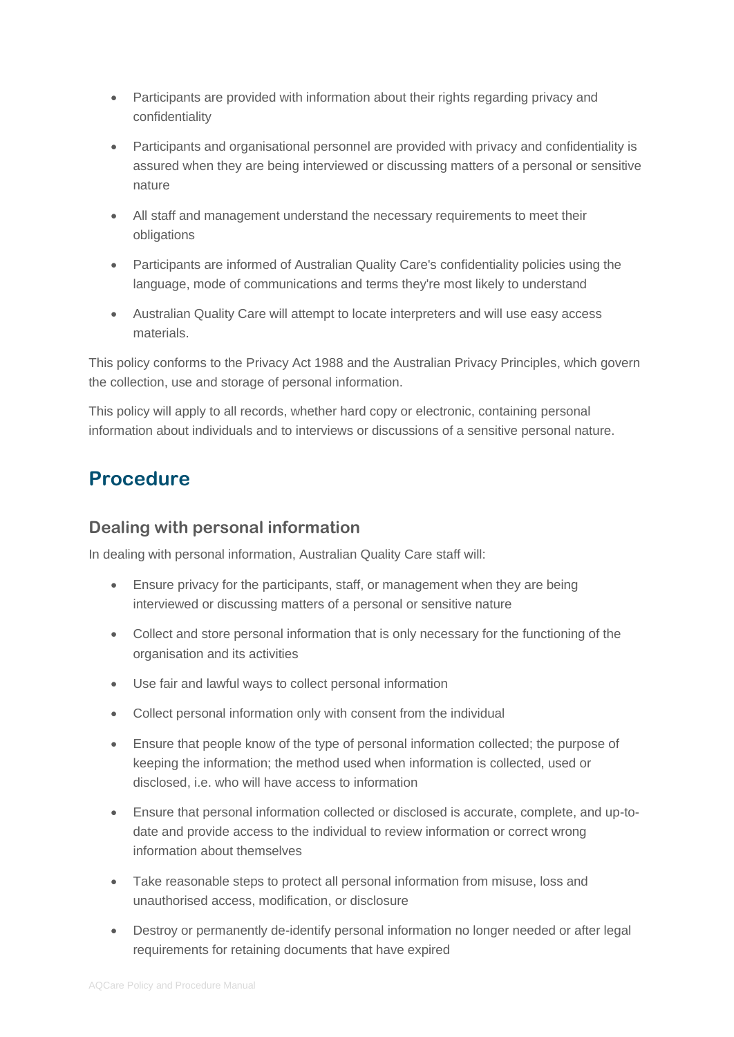- Participants are provided with information about their rights regarding privacy and confidentiality
- Participants and organisational personnel are provided with privacy and confidentiality is assured when they are being interviewed or discussing matters of a personal or sensitive nature
- All staff and management understand the necessary requirements to meet their obligations
- Participants are informed of Australian Quality Care's confidentiality policies using the language, mode of communications and terms they're most likely to understand
- Australian Quality Care will attempt to locate interpreters and will use easy access materials.

This policy conforms to the Privacy Act 1988 and the Australian Privacy Principles, which govern the collection, use and storage of personal information.

This policy will apply to all records, whether hard copy or electronic, containing personal information about individuals and to interviews or discussions of a sensitive personal nature.

# Procedure

## Dealing with personal information

In dealing with personal information, Australian Quality Care staff will:

- Ensure privacy for the participants, staff, or management when they are being interviewed or discussing matters of a personal or sensitive nature
- Collect and store personal information that is only necessary for the functioning of the organisation and its activities
- Use fair and lawful ways to collect personal information
- Collect personal information only with consent from the individual
- Ensure that people know of the type of personal information collected; the purpose of keeping the information; the method used when information is collected, used or disclosed, i.e. who will have access to information
- Ensure that personal information collected or disclosed is accurate, complete, and up-to-date and provide access to the individual to review information or correct wrong information about themselves
- Take reasonable steps to protect all personal information from misuse, loss and unauthorised access, modification, or disclosure
- Destroy or permanently de-identify personal information no longer needed or after legal requirements for retaining documents that have expired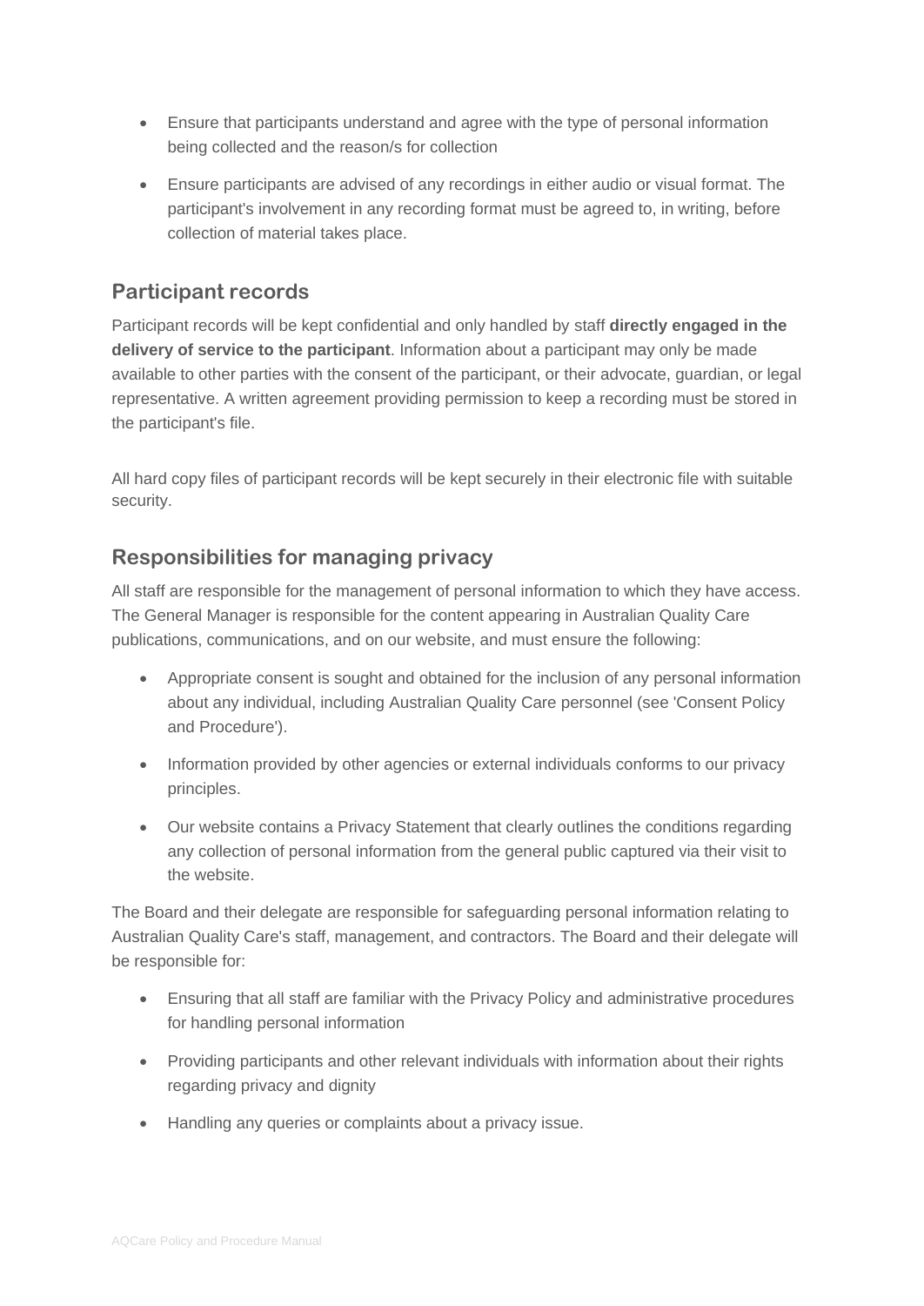- Ensure that participants understand and agree with the type of personal information being collected and the reason/s for collection
- Ensure participants are advised of any recordings in either audio or visual format. The participant's involvement in any recording format must be agreed to, in writing, before collection of material takes place.

## Participant records

Participant records will be kept confidential and only handled by staff **directly engaged in the delivery of service to the participant**. Information about a participant may only be made available to other parties with the consent of the participant, or their advocate, guardian, or legal representative. A written agreement providing permission to keep a recording must be stored in the participant's file.

All hard copy files of participant records will be kept securely in their electronic file with suitable security.

## Responsibilities for managing privacy

All staff are responsible for the management of personal information to which they have access. The General Manager is responsible for the content appearing in Australian Quality Care publications, communications, and on our website, and must ensure the following:

- Appropriate consent is sought and obtained for the inclusion of any personal information about any individual, including Australian Quality Care personnel (see 'Consent Policy and Procedure').
- Information provided by other agencies or external individuals conforms to our privacy principles.
- Our website contains a Privacy Statement that clearly outlines the conditions regarding any collection of personal information from the general public captured via their visit to the website.

The Board and their delegate are responsible for safeguarding personal information relating to Australian Quality Care's staff, management, and contractors. The Board and their delegate will be responsible for:

- Ensuring that all staff are familiar with the Privacy Policy and administrative procedures for handling personal information
- Providing participants and other relevant individuals with information about their rights regarding privacy and dignity
- Handling any queries or complaints about a privacy issue.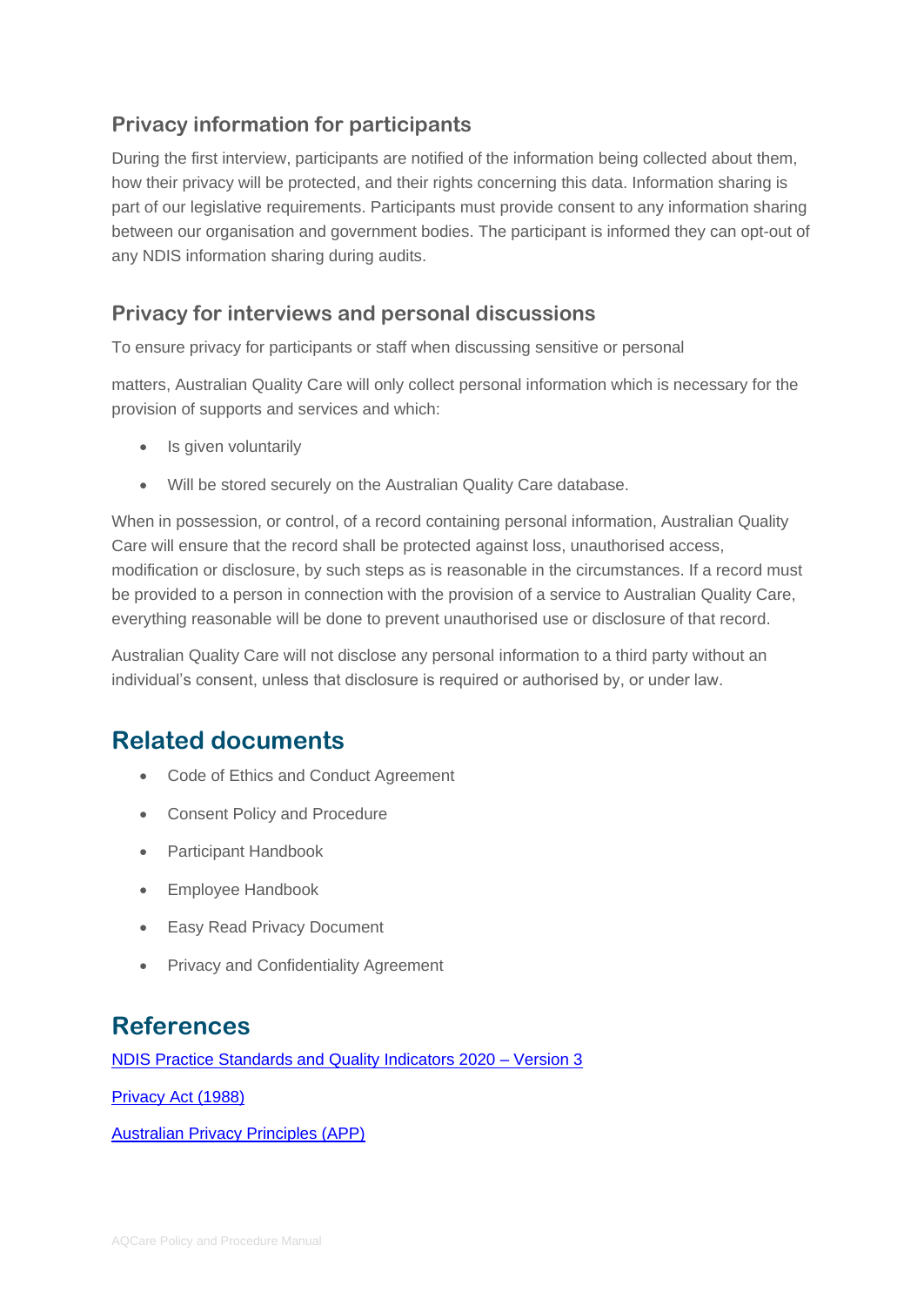### Privacy information for participants

During the first interview, participants are notified of the information being collected about them, how their privacy will be protected, and their rights concerning this data. Information sharing is part of our legislative requirements. Participants must provide consent to any information sharing between our organisation and government bodies. The participant is informed they can opt-out of any NDIS information sharing during audits.

### Privacy for interviews and personal discussions

To ensure privacy for participants or staff when discussing sensitive or personal

matters, Australian Quality Care will only collect personal information which is necessary for the provision of supports and services and which:

- Is given voluntarily
- Will be stored securely on the Australian Quality Care database.

When in possession, or control, of a record containing personal information, Australian Quality Care will ensure that the record shall be protected against loss, unauthorised access, modification or disclosure, by such steps as is reasonable in the circumstances. If a record must be provided to a person in connection with the provision of a service to Australian Quality Care, everything reasonable will be done to prevent unauthorised use or disclosure of that record.

Australian Quality Care will not disclose any personal information to a third party without an individual's consent, unless that disclosure is required or authorised by, or under law.

## Related documents

- Code of Ethics and Conduct Agreement
- Consent Policy and Procedure
- Participant Handbook
- Employee Handbook
- Easy Read Privacy Document
- Privacy and Confidentiality Agreement

## References

NDIS Practice Standards and Quality Indicators 2020 – Version 3

Privacy Act (1988)

Australian Privacy Principles (APP)